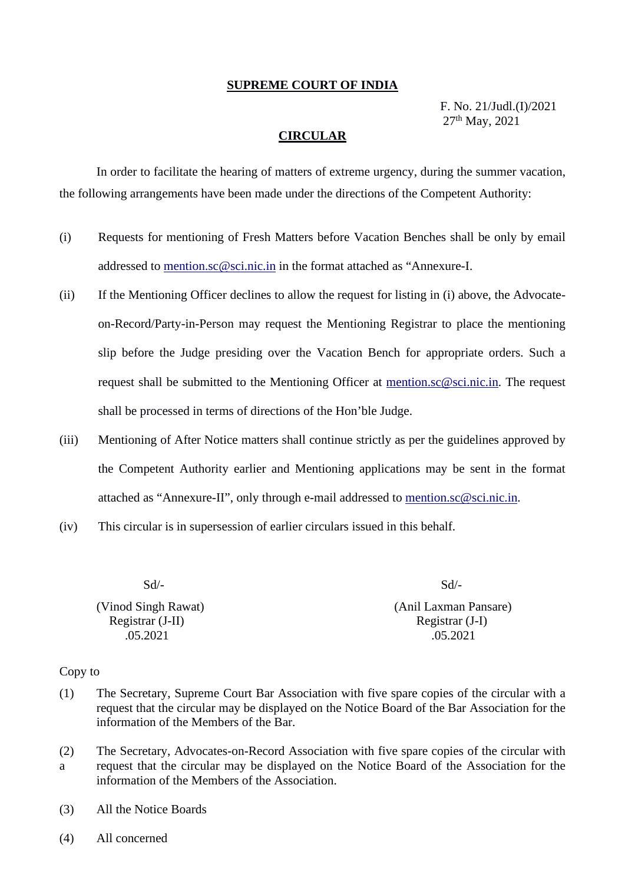**SUPREME COURT OF INDIA**

F. No. 21/Judl.(I)/2021
27th May, 2021

**CIRCULAR**

In order to facilitate the hearing of matters of extreme urgency, during the summer vacation, the following arrangements have been made under the directions of the Competent Authority:

(i) Requests for mentioning of Fresh Matters before Vacation Benches shall be only by email addressed to mention.sc@sci.nic.in in the format attached as "Annexure-I.

(ii) If the Mentioning Officer declines to allow the request for listing in (i) above, the Advocate-on-Record/Party-in-Person may request the Mentioning Registrar to place the mentioning slip before the Judge presiding over the Vacation Bench for appropriate orders. Such a request shall be submitted to the Mentioning Officer at mention.sc@sci.nic.in. The request shall be processed in terms of directions of the Hon'ble Judge.

(iii) Mentioning of After Notice matters shall continue strictly as per the guidelines approved by the Competent Authority earlier and Mentioning applications may be sent in the format attached as "Annexure-II", only through e-mail addressed to mention.sc@sci.nic.in.

(iv) This circular is in supersession of earlier circulars issued in this behalf.

Sd/-
(Vinod Singh Rawat)
Registrar (J-II)
.05.2021

Sd/-
(Anil Laxman Pansare)
Registrar (J-I)
.05.2021

Copy to

(1) The Secretary, Supreme Court Bar Association with five spare copies of the circular with a request that the circular may be displayed on the Notice Board of the Bar Association for the information of the Members of the Bar.

(2) The Secretary, Advocates-on-Record Association with five spare copies of the circular with a request that the circular may be displayed on the Notice Board of the Association for the information of the Members of the Association.

(3) All the Notice Boards

(4) All concerned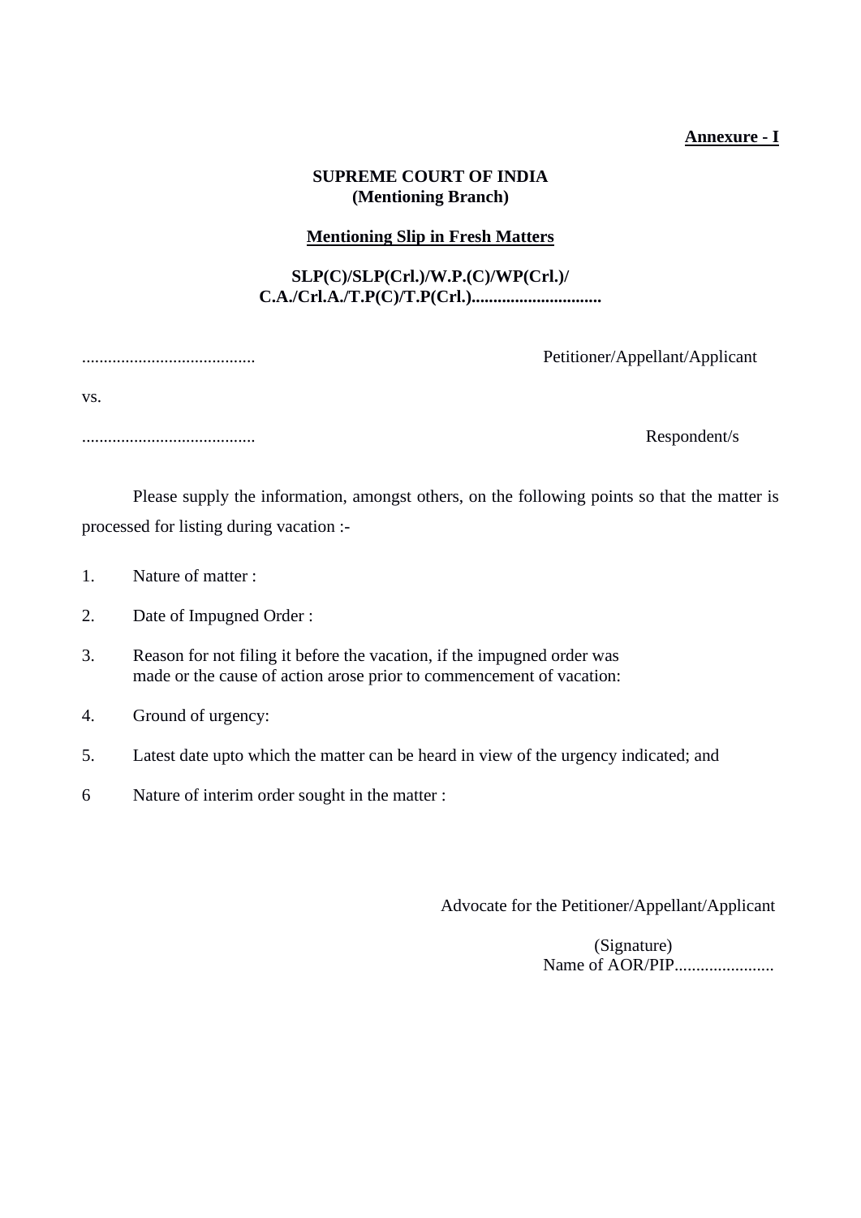**Annexure - I**

**SUPREME COURT OF INDIA**
**(Mentioning Branch)**

**Mentioning Slip in Fresh Matters**

**SLP(C)/SLP(Crl.)/W.P.(C)/WP(Crl.)/**
**C.A./Crl.A./T.P(C)/T.P(Crl.)..............................**

........................................ Petitioner/Appellant/Applicant

vs.

........................................ Respondent/s

Please supply the information, amongst others, on the following points so that the matter is processed for listing during vacation :-

1. Nature of matter :

2. Date of Impugned Order :

3. Reason for not filing it before the vacation, if the impugned order was made or the cause of action arose prior to commencement of vacation:

4. Ground of urgency:

5. Latest date upto which the matter can be heard in view of the urgency indicated; and

6 Nature of interim order sought in the matter :

Advocate for the Petitioner/Appellant/Applicant

(Signature)
Name of AOR/PIP.......................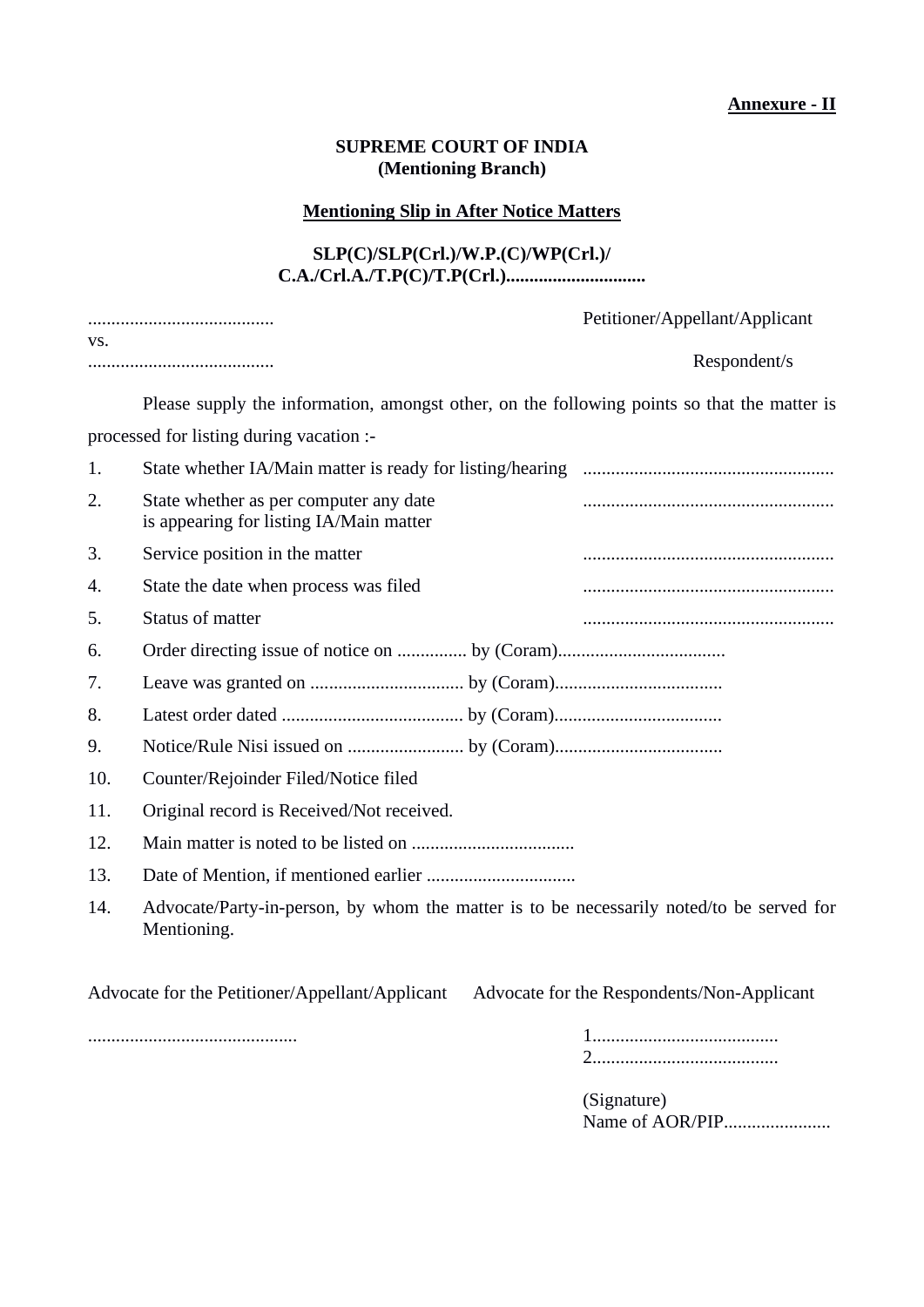**Annexure - II**

**SUPREME COURT OF INDIA**
**(Mentioning Branch)**

**Mentioning Slip in After Notice Matters**

**SLP(C)/SLP(Crl.)/W.P.(C)/WP(Crl.)/ C.A./Crl.A./T.P(C)/T.P(Crl.)..............................**

........................................ Petitioner/Appellant/Applicant

vs.

........................................ Respondent/s

Please supply the information, amongst other, on the following points so that the matter is processed for listing during vacation :-

1. State whether IA/Main matter is ready for listing/hearing ......................................................
2. State whether as per computer any date is appearing for listing IA/Main matter ......................................................
3. Service position in the matter ......................................................
4. State the date when process was filed ......................................................
5. Status of matter ......................................................
6. Order directing issue of notice on ............... by (Coram)....................................
7. Leave was granted on ................................. by (Coram)....................................
8. Latest order dated ....................................... by (Coram)....................................
9. Notice/Rule Nisi issued on ......................... by (Coram)....................................
10. Counter/Rejoinder Filed/Notice filed
11. Original record is Received/Not received.
12. Main matter is noted to be listed on ...................................
13. Date of Mention, if mentioned earlier ................................
14. Advocate/Party-in-person, by whom the matter is to be necessarily noted/to be served for Mentioning.

Advocate for the Petitioner/Appellant/Applicant

.............................................

Advocate for the Respondents/Non-Applicant

1........................................
2........................................

(Signature)
Name of AOR/PIP.......................